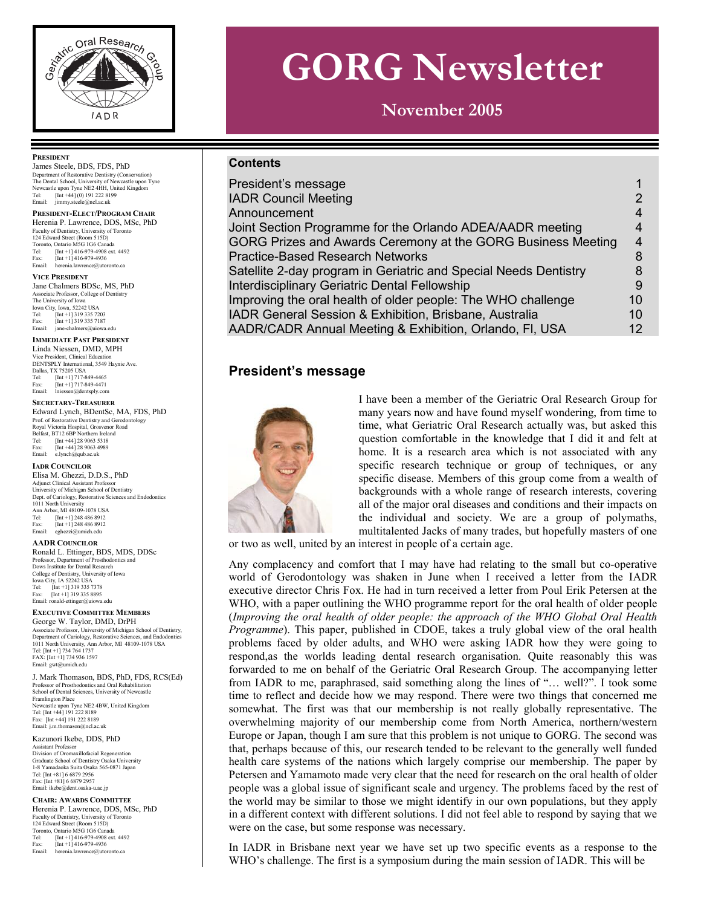# GORG Newsletter

## November 2005

**PRESIDENT**
James Steele, BDS, FDS, PhD
Department of Restorative Dentistry (Conservation)
The Dental School, University of Newcastle upon Tyne
Newcastle upon Tyne NE2 4HH, United Kingdom
Tel: [Int +44] (0) 191 222 8199
Email: jimmy.steele@ncl.ac.uk

**PRESIDENT-ELECT/PROGRAM CHAIR**
Herenia P. Lawrence, DDS, MSc, PhD
Faculty of Dentistry, University of Toronto
124 Edward Street (Room 515D)
Toronto, Ontario M5G 1G6 Canada
Tel: [Int +1] 416-979-4908 ext. 4492
Fax: [Int +1] 416-979-4936
Email: herenia.lawrence@utoronto.ca

**VICE PRESIDENT**
Jane Chalmers BDSc, MS, PhD
Associate Professor, College of Dentistry
The University of Iowa
Iowa City, Iowa, 52242 USA
Tel: [Int +1] 319 335 7203
Fax: [Int +1] 319 335 7187
Email: jane-chalmers@uiowa.edu

**IMMEDIATE PAST PRESIDENT**
Linda Niessen, DMD, MPH
Vice President, Clinical Education
DENTSPLY International, 3549 Haynie Ave.
Dallas, TX 75205 USA
Tel: [Int +1] 717-849-4465
Fax: [Int +1] 717-849-4471
Email: lniessen@dentsply.com

**SECRETARY-TREASURER**
Edward Lynch, BDentSc, MA, FDS, PhD
Prof. of Restorative Dentistry and Gerodontology
Royal Victoria Hospital, Grosvenor Road
Belfast, BT12 6BP Northern Ireland
Tel: [Int +44] 28 9063 5318
Fax: [Int +44] 28 9063 4989
Email: e.lynch@qub.ac.uk

**IADR COUNCILOR**
Elisa M. Ghezzi, D.D.S., PhD
Adjunct Clinical Assistant Professor
University of Michigan School of Dentistry
Dept. of Cariology, Restorative Sciences and Endodontics
1011 North University
Ann Arbor, MI 48109-1078 USA
Tel: [Int +1] 248 486 8912
Fax: [Int +1] 248 486 8912
Email: eghezzi@umich.edu

**AADR COUNCILOR**
Ronald L. Ettinger, BDS, MDS, DDSc
Professor, Department of Prosthodontics and
Dows Institute for Dental Research
College of Dentistry, University of Iowa
Iowa City, IA 52242 USA
Tel: [Int +1] 319 335 7378
Fax: [Int +1] 319 335 8895
Email: ronald-ettinger@uiowa.edu

**EXECUTIVE COMMITTEE MEMBERS**
George W. Taylor, DMD, DrPH
Associate Professor, University of Michigan School of Dentistry,
Department of Cariology, Restorative Sciences, and Endodontics
1011 North University, Ann Arbor, MI 48109-1078 USA
Tel: [Int +1] 734 764 1737
FAX: [Int +1] 734 936 1597
Email: gwt@umich.edu

J. Mark Thomason, BDS, PhD, FDS, RCS(Ed)
Professor of Prosthodontics and Oral Rehabilitation
School of Dental Sciences, University of Newcastle
Framlington Place
Newcastle upon Tyne NE2 4BW, United Kingdom
Tel: [Int +44] 191 222 8189
Fax: [Int +44] 191 222 8189
Email: j.m.thomason@ncl.ac.uk

Kazunori Ikebe, DDS, PhD
Assistant Professor
Division of Oromaxillofacial Regeneration
Graduate School of Dentistry Osaka University
1-8 Yamadaoka Suita Osaka 565-0871 Japan
Tel: [Int +81] 6 6879 2956
Fax: [Int +81] 6 6879 2957
Email: ikebe@dent.osaka-u.ac.jp

**CHAIR: AWARDS COMMITTEE**
Herenia P. Lawrence, DDS, MSc, PhD
Faculty of Dentistry, University of Toronto
124 Edward Street (Room 515D)
Toronto, Ontario M5G 1G6 Canada
Tel: [Int +1] 416-979-4908 ext. 4492
Fax: [Int +1] 416-979-4936
Email: herenia.lawrence@utoronto.ca

## Contents

| | |
|---|---|
| President's message | 1 |
| IADR Council Meeting | 2 |
| Announcement | 4 |
| Joint Section Programme for the Orlando ADEA/AADR meeting | 4 |
| GORG Prizes and Awards Ceremony at the GORG Business Meeting | 4 |
| Practice-Based Research Networks | 8 |
| Satellite 2-day program in Geriatric and Special Needs Dentistry | 8 |
| Interdisciplinary Geriatric Dental Fellowship | 9 |
| Improving the oral health of older people: The WHO challenge | 10 |
| IADR General Session & Exhibition, Brisbane, Australia | 10 |
| AADR/CADR Annual Meeting & Exhibition, Orlando, Fl, USA | 12 |

## President's message

I have been a member of the Geriatric Oral Research Group for many years now and have found myself wondering, from time to time, what Geriatric Oral Research actually was, but asked this question comfortable in the knowledge that I did it and felt at home. It is a research area which is not associated with any specific research technique or group of techniques, or any specific disease. Members of this group come from a wealth of backgrounds with a whole range of research interests, covering all of the major oral diseases and conditions and their impacts on the individual and society. We are a group of polymaths, multitalented Jacks of many trades, but hopefully masters of one or two as well, united by an interest in people of a certain age.

Any complacency and comfort that I may have had relating to the small but co-operative world of Gerodontology was shaken in June when I received a letter from the IADR executive director Chris Fox. He had in turn received a letter from Poul Erik Petersen at the WHO, with a paper outlining the WHO programme report for the oral health of older people (*Improving the oral health of older people: the approach of the WHO Global Oral Health Programme*). This paper, published in CDOE, takes a truly global view of the oral health problems faced by older adults, and WHO were asking IADR how they were going to respond,as the worlds leading dental research organisation. Quite reasonably this was forwarded to me on behalf of the Geriatric Oral Research Group. The accompanying letter from IADR to me, paraphrased, said something along the lines of "… well?". I took some time to reflect and decide how we may respond. There were two things that concerned me somewhat. The first was that our membership is not really globally representative. The overwhelming majority of our membership come from North America, northern/western Europe or Japan, though I am sure that this problem is not unique to GORG. The second was that, perhaps because of this, our research tended to be relevant to the generally well funded health care systems of the nations which largely comprise our membership. The paper by Petersen and Yamamoto made very clear that the need for research on the oral health of older people was a global issue of significant scale and urgency. The problems faced by the rest of the world may be similar to those we might identify in our own populations, but they apply in a different context with different solutions. I did not feel able to respond by saying that we were on the case, but some response was necessary.

In IADR in Brisbane next year we have set up two specific events as a response to the WHO's challenge. The first is a symposium during the main session of IADR. This will be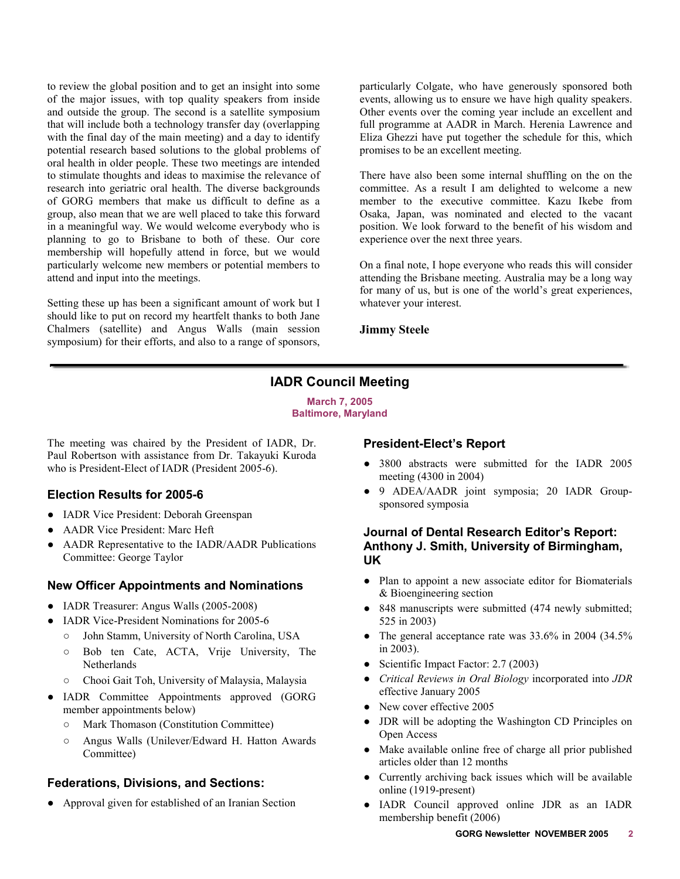to review the global position and to get an insight into some of the major issues, with top quality speakers from inside and outside the group. The second is a satellite symposium that will include both a technology transfer day (overlapping with the final day of the main meeting) and a day to identify potential research based solutions to the global problems of oral health in older people. These two meetings are intended to stimulate thoughts and ideas to maximise the relevance of research into geriatric oral health. The diverse backgrounds of GORG members that make us difficult to define as a group, also mean that we are well placed to take this forward in a meaningful way. We would welcome everybody who is planning to go to Brisbane to both of these. Our core membership will hopefully attend in force, but we would particularly welcome new members or potential members to attend and input into the meetings.

Setting these up has been a significant amount of work but I should like to put on record my heartfelt thanks to both Jane Chalmers (satellite) and Angus Walls (main session symposium) for their efforts, and also to a range of sponsors, particularly Colgate, who have generously sponsored both events, allowing us to ensure we have high quality speakers. Other events over the coming year include an excellent and full programme at AADR in March. Herenia Lawrence and Eliza Ghezzi have put together the schedule for this, which promises to be an excellent meeting.

There have also been some internal shuffling on the on the committee. As a result I am delighted to welcome a new member to the executive committee. Kazu Ikebe from Osaka, Japan, was nominated and elected to the vacant position. We look forward to the benefit of his wisdom and experience over the next three years.

On a final note, I hope everyone who reads this will consider attending the Brisbane meeting. Australia may be a long way for many of us, but is one of the world's great experiences, whatever your interest.

**Jimmy Steele**

---

## IADR Council Meeting

**March 7, 2005**
**Baltimore, Maryland**

The meeting was chaired by the President of IADR, Dr. Paul Robertson with assistance from Dr. Takayuki Kuroda who is President-Elect of IADR (President 2005-6).

### Election Results for 2005-6

- IADR Vice President: Deborah Greenspan
- AADR Vice President: Marc Heft
- AADR Representative to the IADR/AADR Publications Committee: George Taylor

### New Officer Appointments and Nominations

- IADR Treasurer: Angus Walls (2005-2008)
- IADR Vice-President Nominations for 2005-6
  - John Stamm, University of North Carolina, USA
  - Bob ten Cate, ACTA, Vrije University, The Netherlands
  - Chooi Gait Toh, University of Malaysia, Malaysia
- IADR Committee Appointments approved (GORG member appointments below)
  - Mark Thomason (Constitution Committee)
  - Angus Walls (Unilever/Edward H. Hatton Awards Committee)

### Federations, Divisions, and Sections:

- Approval given for established of an Iranian Section

### President-Elect's Report

- 3800 abstracts were submitted for the IADR 2005 meeting (4300 in 2004)
- 9 ADEA/AADR joint symposia; 20 IADR Group-sponsored symposia

### Journal of Dental Research Editor's Report: Anthony J. Smith, University of Birmingham, UK

- Plan to appoint a new associate editor for Biomaterials & Bioengineering section
- 848 manuscripts were submitted (474 newly submitted; 525 in 2003)
- The general acceptance rate was 33.6% in 2004 (34.5% in 2003).
- Scientific Impact Factor: 2.7 (2003)
- *Critical Reviews in Oral Biology* incorporated into *JDR* effective January 2005
- New cover effective 2005
- JDR will be adopting the Washington CD Principles on Open Access
- Make available online free of charge all prior published articles older than 12 months
- Currently archiving back issues which will be available online (1919-present)
- IADR Council approved online JDR as an IADR membership benefit (2006)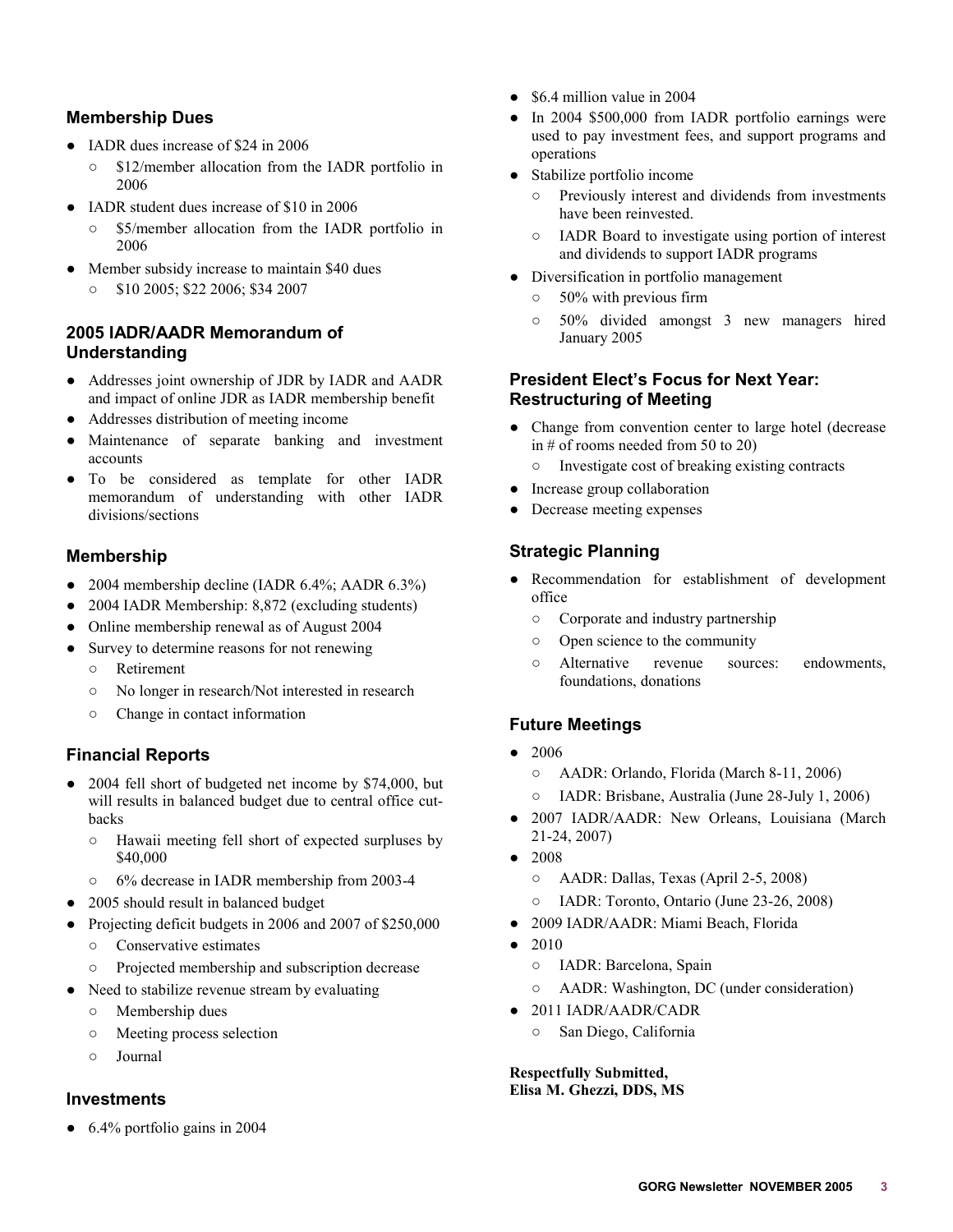## Membership Dues

- IADR dues increase of $24 in 2006
  - $12/member allocation from the IADR portfolio in 2006
- IADR student dues increase of $10 in 2006
  - $5/member allocation from the IADR portfolio in 2006
- Member subsidy increase to maintain $40 dues
  - $10 2005; $22 2006; $34 2007

## 2005 IADR/AADR Memorandum of Understanding

- Addresses joint ownership of JDR by IADR and AADR and impact of online JDR as IADR membership benefit
- Addresses distribution of meeting income
- Maintenance of separate banking and investment accounts
- To be considered as template for other IADR memorandum of understanding with other IADR divisions/sections

## Membership

- 2004 membership decline (IADR 6.4%; AADR 6.3%)
- 2004 IADR Membership: 8,872 (excluding students)
- Online membership renewal as of August 2004
- Survey to determine reasons for not renewing
  - Retirement
  - No longer in research/Not interested in research
  - Change in contact information

## Financial Reports

- 2004 fell short of budgeted net income by $74,000, but will results in balanced budget due to central office cut-backs
  - Hawaii meeting fell short of expected surpluses by $40,000
  - 6% decrease in IADR membership from 2003-4
- 2005 should result in balanced budget
- Projecting deficit budgets in 2006 and 2007 of $250,000
  - Conservative estimates
  - Projected membership and subscription decrease
- Need to stabilize revenue stream by evaluating
  - Membership dues
  - Meeting process selection
  - Journal

## Investments

- 6.4% portfolio gains in 2004
- $6.4 million value in 2004
- In 2004 $500,000 from IADR portfolio earnings were used to pay investment fees, and support programs and operations
- Stabilize portfolio income
  - Previously interest and dividends from investments have been reinvested.
  - IADR Board to investigate using portion of interest and dividends to support IADR programs
- Diversification in portfolio management
  - 50% with previous firm
  - 50% divided amongst 3 new managers hired January 2005

## President Elect's Focus for Next Year: Restructuring of Meeting

- Change from convention center to large hotel (decrease in # of rooms needed from 50 to 20)
  - Investigate cost of breaking existing contracts
- Increase group collaboration
- Decrease meeting expenses

## Strategic Planning

- Recommendation for establishment of development office
  - Corporate and industry partnership
  - Open science to the community
  - Alternative revenue sources: endowments, foundations, donations

## Future Meetings

- 2006
  - AADR: Orlando, Florida (March 8-11, 2006)
  - IADR: Brisbane, Australia (June 28-July 1, 2006)
- 2007 IADR/AADR: New Orleans, Louisiana (March 21-24, 2007)
- 2008
  - AADR: Dallas, Texas (April 2-5, 2008)
  - IADR: Toronto, Ontario (June 23-26, 2008)
- 2009 IADR/AADR: Miami Beach, Florida
- 2010
  - IADR: Barcelona, Spain
  - AADR: Washington, DC (under consideration)
- 2011 IADR/AADR/CADR
  - San Diego, California

**Respectfully Submitted,**
**Elisa M. Ghezzi, DDS, MS**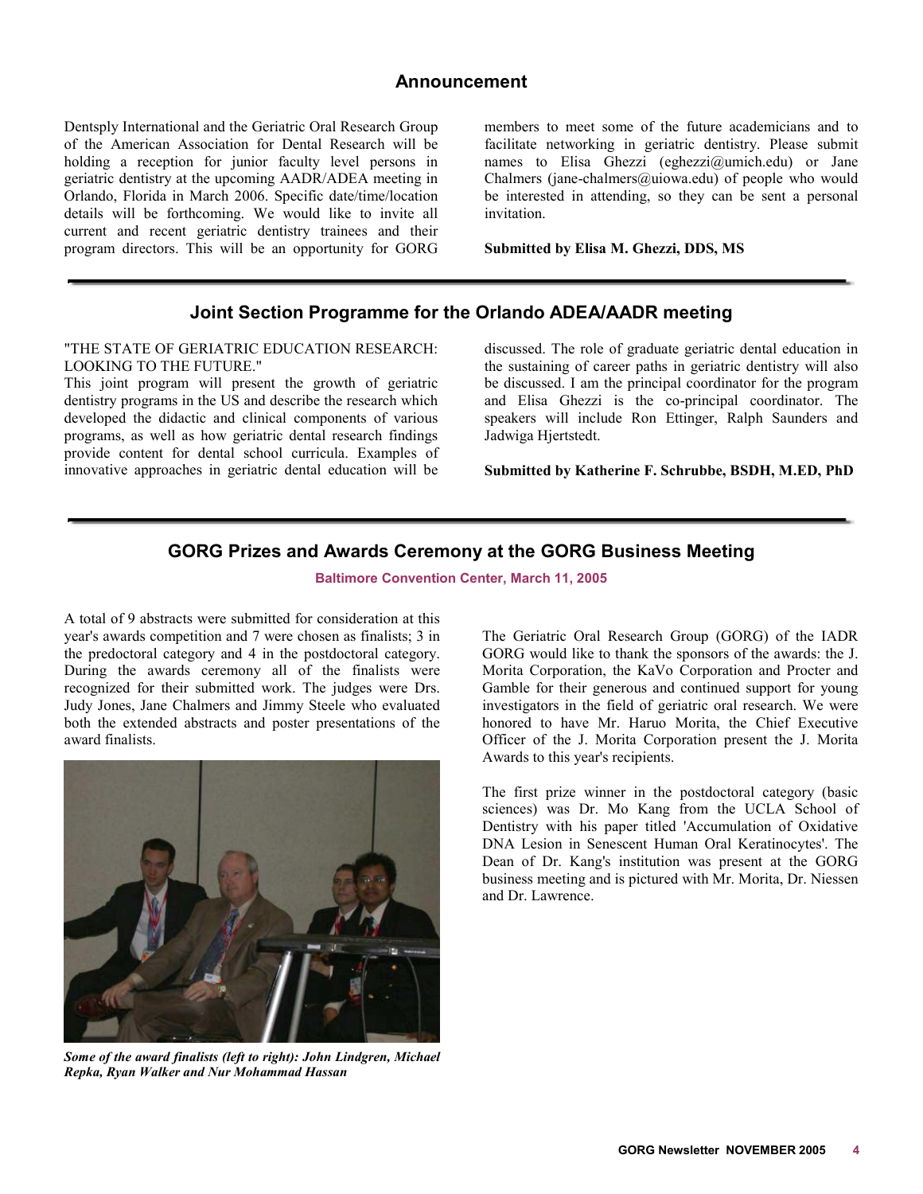## Announcement

Dentsply International and the Geriatric Oral Research Group of the American Association for Dental Research will be holding a reception for junior faculty level persons in geriatric dentistry at the upcoming AADR/ADEA meeting in Orlando, Florida in March 2006. Specific date/time/location details will be forthcoming. We would like to invite all current and recent geriatric dentistry trainees and their program directors. This will be an opportunity for GORG members to meet some of the future academicians and to facilitate networking in geriatric dentistry. Please submit names to Elisa Ghezzi (eghezzi@umich.edu) or Jane Chalmers (jane-chalmers@uiowa.edu) of people who would be interested in attending, so they can be sent a personal invitation.

**Submitted by Elisa M. Ghezzi, DDS, MS**

---

## Joint Section Programme for the Orlando ADEA/AADR meeting

"THE STATE OF GERIATRIC EDUCATION RESEARCH: LOOKING TO THE FUTURE."

This joint program will present the growth of geriatric dentistry programs in the US and describe the research which developed the didactic and clinical components of various programs, as well as how geriatric dental research findings provide content for dental school curricula. Examples of innovative approaches in geriatric dental education will be discussed. The role of graduate geriatric dental education in the sustaining of career paths in geriatric dentistry will also be discussed. I am the principal coordinator for the program and Elisa Ghezzi is the co-principal coordinator. The speakers will include Ron Ettinger, Ralph Saunders and Jadwiga Hjertstedt.

**Submitted by Katherine F. Schrubbe, BSDH, M.ED, PhD**

---

## GORG Prizes and Awards Ceremony at the GORG Business Meeting

**Baltimore Convention Center, March 11, 2005**

A total of 9 abstracts were submitted for consideration at this year's awards competition and 7 were chosen as finalists; 3 in the predoctoral category and 4 in the postdoctoral category. During the awards ceremony all of the finalists were recognized for their submitted work. The judges were Drs. Judy Jones, Jane Chalmers and Jimmy Steele who evaluated both the extended abstracts and poster presentations of the award finalists.

***Some of the award finalists (left to right): John Lindgren, Michael Repka, Ryan Walker and Nur Mohammad Hassan***

The Geriatric Oral Research Group (GORG) of the IADR GORG would like to thank the sponsors of the awards: the J. Morita Corporation, the KaVo Corporation and Procter and Gamble for their generous and continued support for young investigators in the field of geriatric oral research. We were honored to have Mr. Haruo Morita, the Chief Executive Officer of the J. Morita Corporation present the J. Morita Awards to this year's recipients.

The first prize winner in the postdoctoral category (basic sciences) was Dr. Mo Kang from the UCLA School of Dentistry with his paper titled 'Accumulation of Oxidative DNA Lesion in Senescent Human Oral Keratinocytes'. The Dean of Dr. Kang's institution was present at the GORG business meeting and is pictured with Mr. Morita, Dr. Niessen and Dr. Lawrence.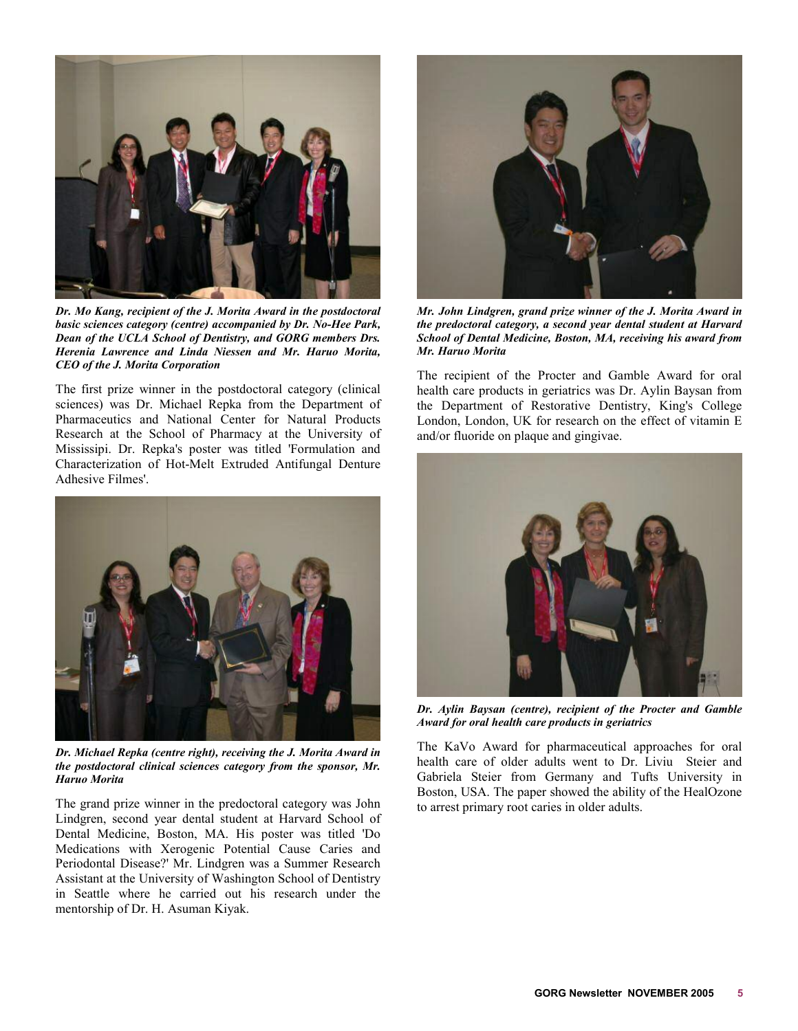*Dr. Mo Kang, recipient of the J. Morita Award in the postdoctoral basic sciences category (centre) accompanied by Dr. No-Hee Park, Dean of the UCLA School of Dentistry, and GORG members Drs. Herenia Lawrence and Linda Niessen and Mr. Haruo Morita, CEO of the J. Morita Corporation*

The first prize winner in the postdoctoral category (clinical sciences) was Dr. Michael Repka from the Department of Pharmaceutics and National Center for Natural Products Research at the School of Pharmacy at the University of Mississipi. Dr. Repka's poster was titled 'Formulation and Characterization of Hot-Melt Extruded Antifungal Denture Adhesive Filmes'.

*Dr. Michael Repka (centre right), receiving the J. Morita Award in the postdoctoral clinical sciences category from the sponsor, Mr. Haruo Morita*

The grand prize winner in the predoctoral category was John Lindgren, second year dental student at Harvard School of Dental Medicine, Boston, MA. His poster was titled 'Do Medications with Xerogenic Potential Cause Caries and Periodontal Disease?' Mr. Lindgren was a Summer Research Assistant at the University of Washington School of Dentistry in Seattle where he carried out his research under the mentorship of Dr. H. Asuman Kiyak.

*Mr. John Lindgren, grand prize winner of the J. Morita Award in the predoctoral category, a second year dental student at Harvard School of Dental Medicine, Boston, MA, receiving his award from Mr. Haruo Morita*

The recipient of the Procter and Gamble Award for oral health care products in geriatrics was Dr. Aylin Baysan from the Department of Restorative Dentistry, King's College London, London, UK for research on the effect of vitamin E and/or fluoride on plaque and gingivae.

*Dr. Aylin Baysan (centre), recipient of the Procter and Gamble Award for oral health care products in geriatrics*

The KaVo Award for pharmaceutical approaches for oral health care of older adults went to Dr. Liviu Steier and Gabriela Steier from Germany and Tufts University in Boston, USA. The paper showed the ability of the HealOzone to arrest primary root caries in older adults.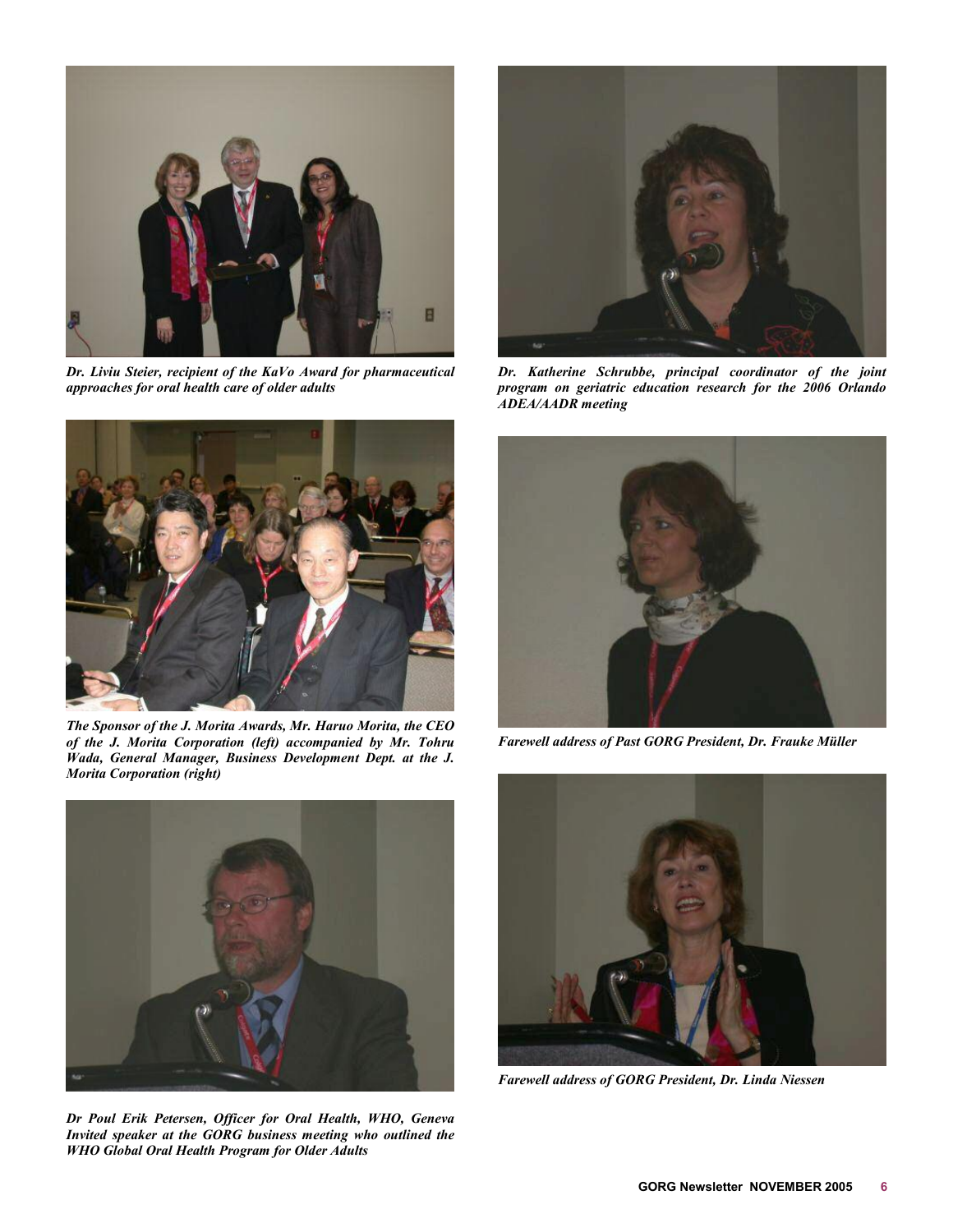*Dr. Liviu Steier, recipient of the KaVo Award for pharmaceutical approaches for oral health care of older adults*

*The Sponsor of the J. Morita Awards, Mr. Haruo Morita, the CEO of the J. Morita Corporation (left) accompanied by Mr. Tohru Wada, General Manager, Business Development Dept. at the J. Morita Corporation (right)*

*Dr Poul Erik Petersen, Officer for Oral Health, WHO, Geneva Invited speaker at the GORG business meeting who outlined the WHO Global Oral Health Program for Older Adults*

*Dr. Katherine Schrubbe, principal coordinator of the joint program on geriatric education research for the 2006 Orlando ADEA/AADR meeting*

*Farewell address of Past GORG President, Dr. Frauke Müller*

*Farewell address of GORG President, Dr. Linda Niessen*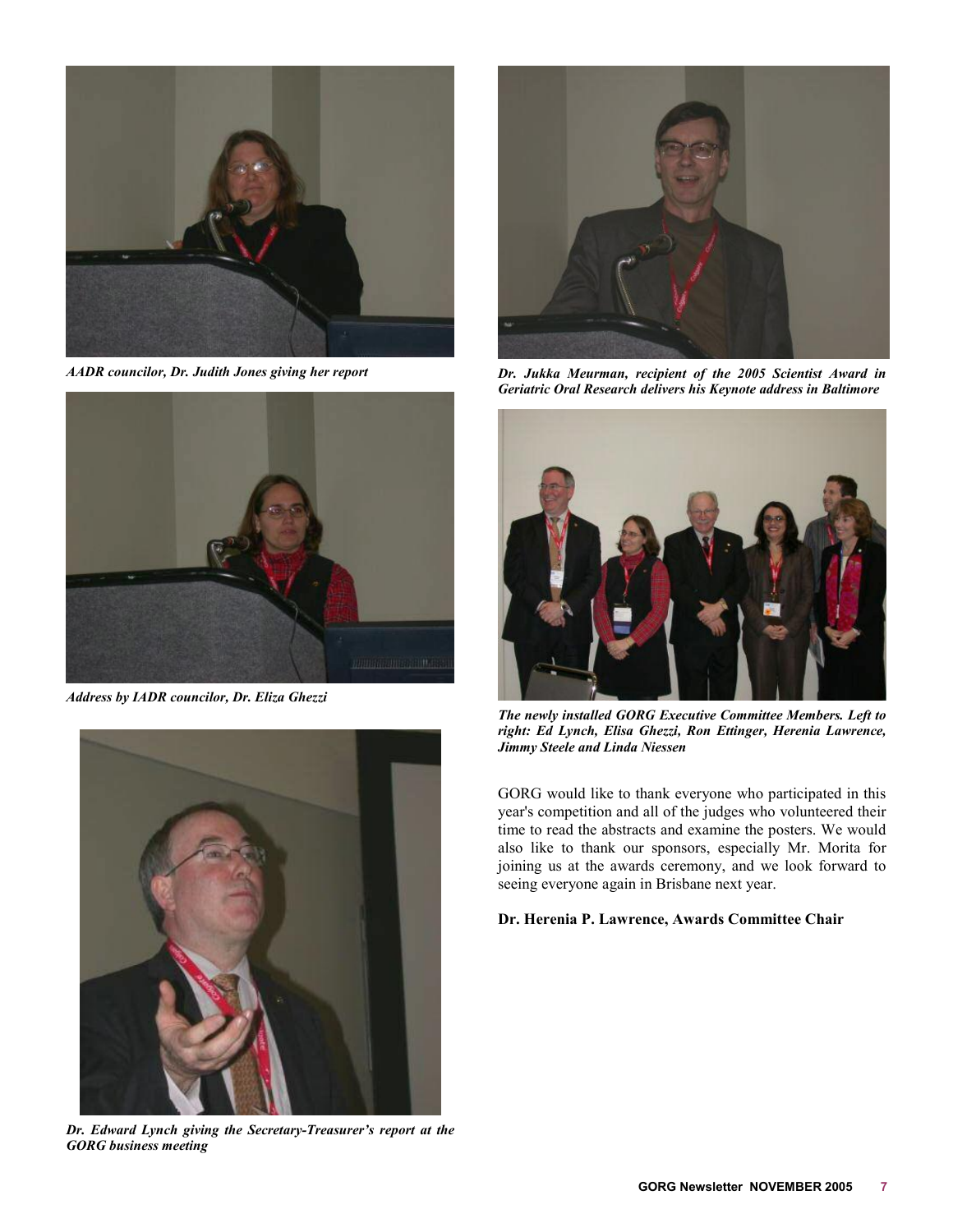*AADR councilor, Dr. Judith Jones giving her report*

*Address by IADR councilor, Dr. Eliza Ghezzi*

*Dr. Edward Lynch giving the Secretary-Treasurer's report at the GORG business meeting*

*Dr. Jukka Meurman, recipient of the 2005 Scientist Award in Geriatric Oral Research delivers his Keynote address in Baltimore*

*The newly installed GORG Executive Committee Members. Left to right: Ed Lynch, Elisa Ghezzi, Ron Ettinger, Herenia Lawrence, Jimmy Steele and Linda Niessen*

GORG would like to thank everyone who participated in this year's competition and all of the judges who volunteered their time to read the abstracts and examine the posters. We would also like to thank our sponsors, especially Mr. Morita for joining us at the awards ceremony, and we look forward to seeing everyone again in Brisbane next year.

**Dr. Herenia P. Lawrence, Awards Committee Chair**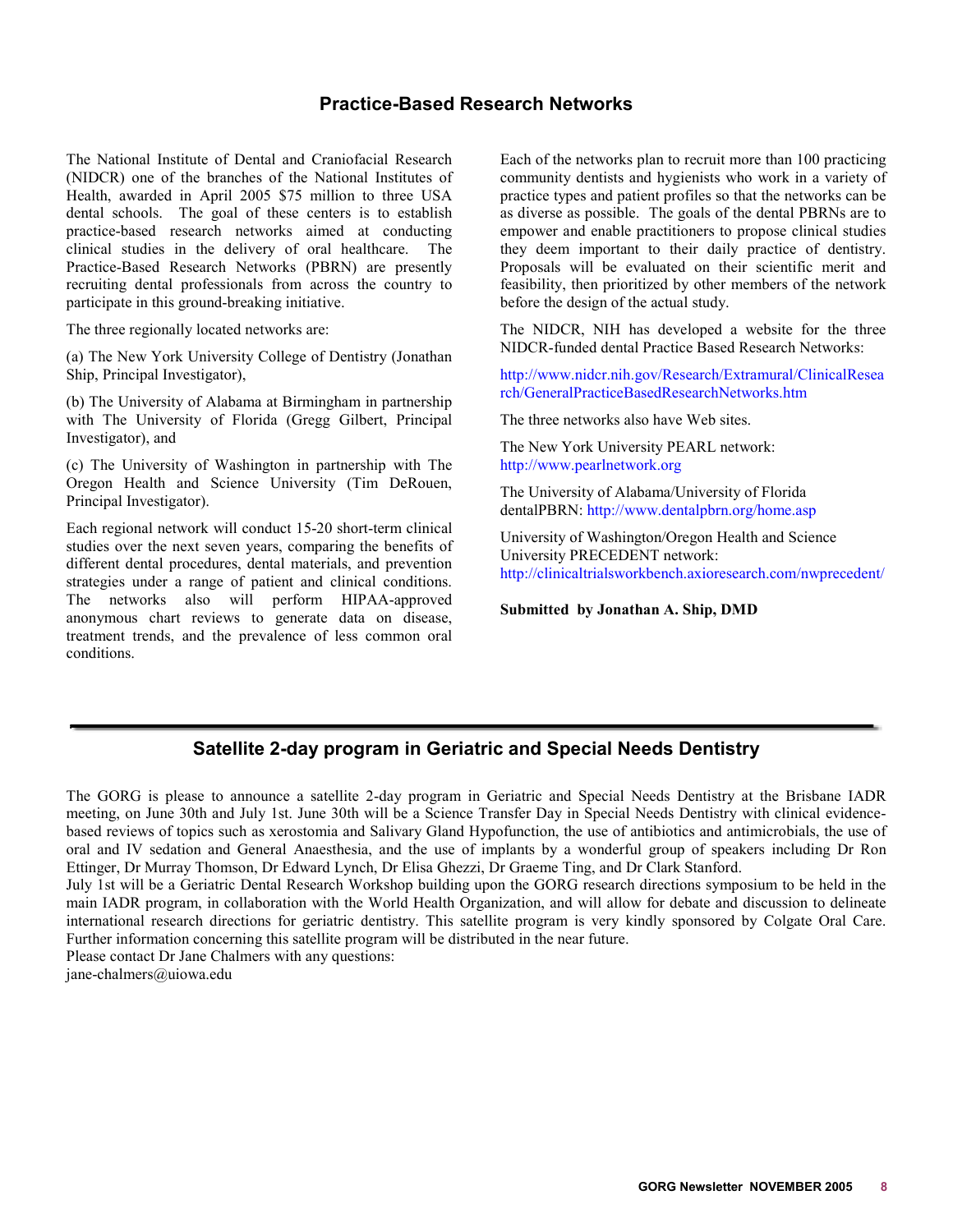## Practice-Based Research Networks

The National Institute of Dental and Craniofacial Research (NIDCR) one of the branches of the National Institutes of Health, awarded in April 2005 $75 million to three USA dental schools. The goal of these centers is to establish practice-based research networks aimed at conducting clinical studies in the delivery of oral healthcare. The Practice-Based Research Networks (PBRN) are presently recruiting dental professionals from across the country to participate in this ground-breaking initiative.

The three regionally located networks are:

(a) The New York University College of Dentistry (Jonathan Ship, Principal Investigator),

(b) The University of Alabama at Birmingham in partnership with The University of Florida (Gregg Gilbert, Principal Investigator), and

(c) The University of Washington in partnership with The Oregon Health and Science University (Tim DeRouen, Principal Investigator).

Each regional network will conduct 15-20 short-term clinical studies over the next seven years, comparing the benefits of different dental procedures, dental materials, and prevention strategies under a range of patient and clinical conditions. The networks also will perform HIPAA-approved anonymous chart reviews to generate data on disease, treatment trends, and the prevalence of less common oral conditions.

Each of the networks plan to recruit more than 100 practicing community dentists and hygienists who work in a variety of practice types and patient profiles so that the networks can be as diverse as possible. The goals of the dental PBRNs are to empower and enable practitioners to propose clinical studies they deem important to their daily practice of dentistry. Proposals will be evaluated on their scientific merit and feasibility, then prioritized by other members of the network before the design of the actual study.

The NIDCR, NIH has developed a website for the three NIDCR-funded dental Practice Based Research Networks:

http://www.nidcr.nih.gov/Research/Extramural/ClinicalResearch/GeneralPracticeBasedResearchNetworks.htm

The three networks also have Web sites.

The New York University PEARL network:
http://www.pearlnetwork.org

The University of Alabama/University of Florida dentalPBRN: http://www.dentalpbrn.org/home.asp

University of Washington/Oregon Health and Science University PRECEDENT network:
http://clinicaltrialsworkbench.axioresearch.com/nwprecedent/

**Submitted by Jonathan A. Ship, DMD**

---

## Satellite 2-day program in Geriatric and Special Needs Dentistry

The GORG is please to announce a satellite 2-day program in Geriatric and Special Needs Dentistry at the Brisbane IADR meeting, on June 30th and July 1st. June 30th will be a Science Transfer Day in Special Needs Dentistry with clinical evidence-based reviews of topics such as xerostomia and Salivary Gland Hypofunction, the use of antibiotics and antimicrobials, the use of oral and IV sedation and General Anaesthesia, and the use of implants by a wonderful group of speakers including Dr Ron Ettinger, Dr Murray Thomson, Dr Edward Lynch, Dr Elisa Ghezzi, Dr Graeme Ting, and Dr Clark Stanford.
July 1st will be a Geriatric Dental Research Workshop building upon the GORG research directions symposium to be held in the main IADR program, in collaboration with the World Health Organization, and will allow for debate and discussion to delineate international research directions for geriatric dentistry. This satellite program is very kindly sponsored by Colgate Oral Care. Further information concerning this satellite program will be distributed in the near future.
Please contact Dr Jane Chalmers with any questions:
jane-chalmers@uiowa.edu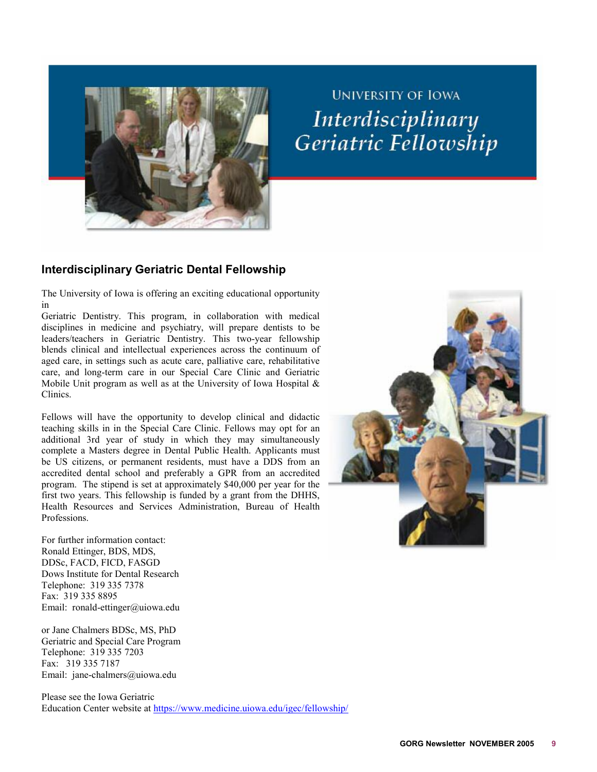UNIVERSITY OF IOWA

*Interdisciplinary Geriatric Fellowship*

## Interdisciplinary Geriatric Dental Fellowship

The University of Iowa is offering an exciting educational opportunity in Geriatric Dentistry. This program, in collaboration with medical disciplines in medicine and psychiatry, will prepare dentists to be leaders/teachers in Geriatric Dentistry. This two-year fellowship blends clinical and intellectual experiences across the continuum of aged care, in settings such as acute care, palliative care, rehabilitative care, and long-term care in our Special Care Clinic and Geriatric Mobile Unit program as well as at the University of Iowa Hospital & Clinics.

Fellows will have the opportunity to develop clinical and didactic teaching skills in in the Special Care Clinic. Fellows may opt for an additional 3rd year of study in which they may simultaneously complete a Masters degree in Dental Public Health. Applicants must be US citizens, or permanent residents, must have a DDS from an accredited dental school and preferably a GPR from an accredited program. The stipend is set at approximately $40,000 per year for the first two years. This fellowship is funded by a grant from the DHHS, Health Resources and Services Administration, Bureau of Health Professions.

For further information contact:
Ronald Ettinger, BDS, MDS, DDSc, FACD, FICD, FASGD
Dows Institute for Dental Research
Telephone: 319 335 7378
Fax: 319 335 8895
Email: ronald-ettinger@uiowa.edu

or Jane Chalmers BDSc, MS, PhD
Geriatric and Special Care Program
Telephone: 319 335 7203
Fax: 319 335 7187
Email: jane-chalmers@uiowa.edu

Please see the Iowa Geriatric Education Center website at https://www.medicine.uiowa.edu/igec/fellowship/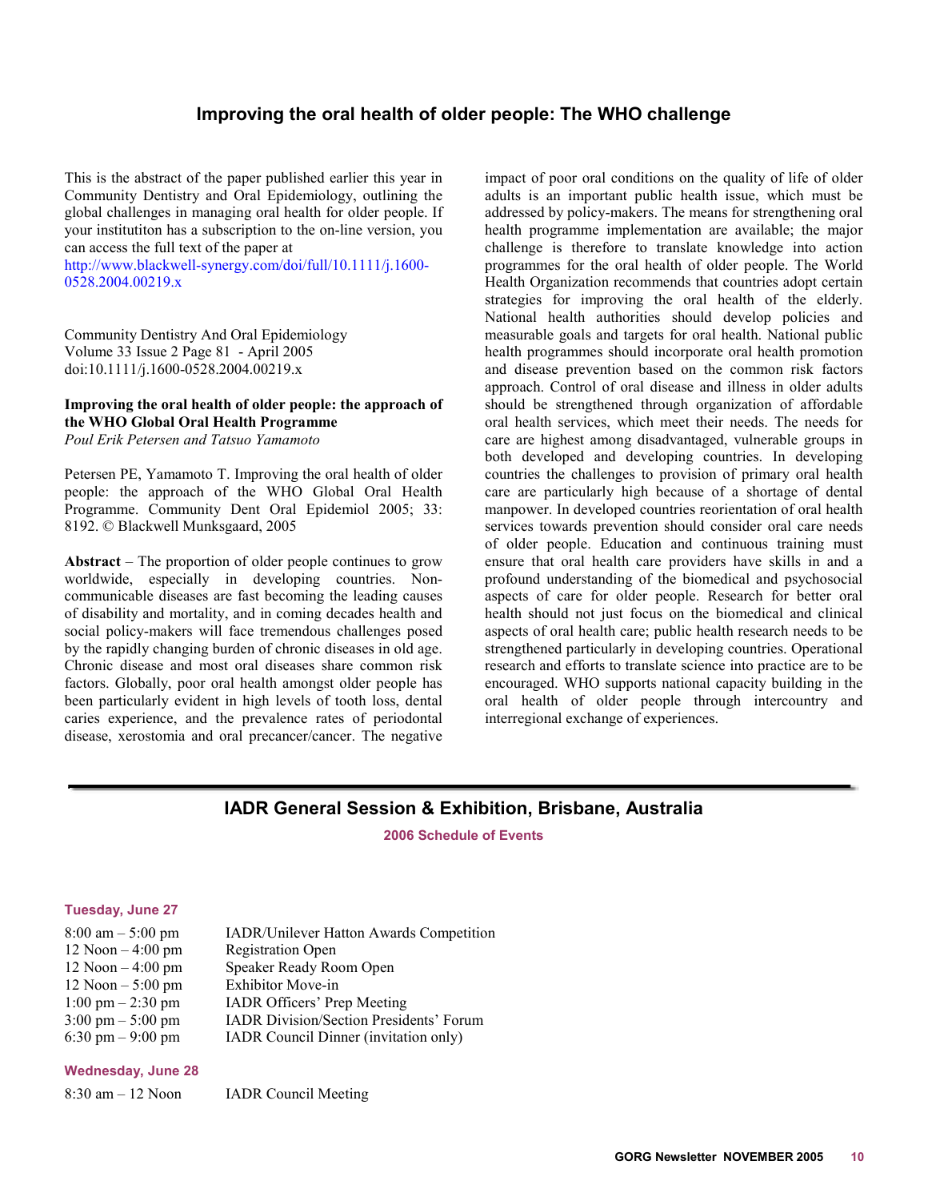## Improving the oral health of older people: The WHO challenge

This is the abstract of the paper published earlier this year in Community Dentistry and Oral Epidemiology, outlining the global challenges in managing oral health for older people. If your institutiton has a subscription to the on-line version, you can access the full text of the paper at
http://www.blackwell-synergy.com/doi/full/10.1111/j.1600-0528.2004.00219.x

Community Dentistry And Oral Epidemiology
Volume 33 Issue 2 Page 81 - April 2005
doi:10.1111/j.1600-0528.2004.00219.x

**Improving the oral health of older people: the approach of the WHO Global Oral Health Programme**
*Poul Erik Petersen and Tatsuo Yamamoto*

Petersen PE, Yamamoto T. Improving the oral health of older people: the approach of the WHO Global Oral Health Programme. Community Dent Oral Epidemiol 2005; 33: 8192. © Blackwell Munksgaard, 2005

**Abstract** – The proportion of older people continues to grow worldwide, especially in developing countries. Non-communicable diseases are fast becoming the leading causes of disability and mortality, and in coming decades health and social policy-makers will face tremendous challenges posed by the rapidly changing burden of chronic diseases in old age. Chronic disease and most oral diseases share common risk factors. Globally, poor oral health amongst older people has been particularly evident in high levels of tooth loss, dental caries experience, and the prevalence rates of periodontal disease, xerostomia and oral precancer/cancer. The negative impact of poor oral conditions on the quality of life of older adults is an important public health issue, which must be addressed by policy-makers. The means for strengthening oral health programme implementation are available; the major challenge is therefore to translate knowledge into action programmes for the oral health of older people. The World Health Organization recommends that countries adopt certain strategies for improving the oral health of the elderly. National health authorities should develop policies and measurable goals and targets for oral health. National public health programmes should incorporate oral health promotion and disease prevention based on the common risk factors approach. Control of oral disease and illness in older adults should be strengthened through organization of affordable oral health services, which meet their needs. The needs for care are highest among disadvantaged, vulnerable groups in both developed and developing countries. In developing countries the challenges to provision of primary oral health care are particularly high because of a shortage of dental manpower. In developed countries reorientation of oral health services towards prevention should consider oral care needs of older people. Education and continuous training must ensure that oral health care providers have skills in and a profound understanding of the biomedical and psychosocial aspects of care for older people. Research for better oral health should not just focus on the biomedical and clinical aspects of oral health care; public health research needs to be strengthened particularly in developing countries. Operational research and efforts to translate science into practice are to be encouraged. WHO supports national capacity building in the oral health of older people through intercountry and interregional exchange of experiences.

## IADR General Session & Exhibition, Brisbane, Australia

**2006 Schedule of Events**

**Tuesday, June 27**

| | |
|---|---|
| 8:00 am – 5:00 pm | IADR/Unilever Hatton Awards Competition |
| 12 Noon – 4:00 pm | Registration Open |
| 12 Noon – 4:00 pm | Speaker Ready Room Open |
| 12 Noon – 5:00 pm | Exhibitor Move-in |
| 1:00 pm – 2:30 pm | IADR Officers' Prep Meeting |
| 3:00 pm – 5:00 pm | IADR Division/Section Presidents' Forum |
| 6:30 pm – 9:00 pm | IADR Council Dinner (invitation only) |

**Wednesday, June 28**

| | |
|---|---|
| 8:30 am – 12 Noon | IADR Council Meeting |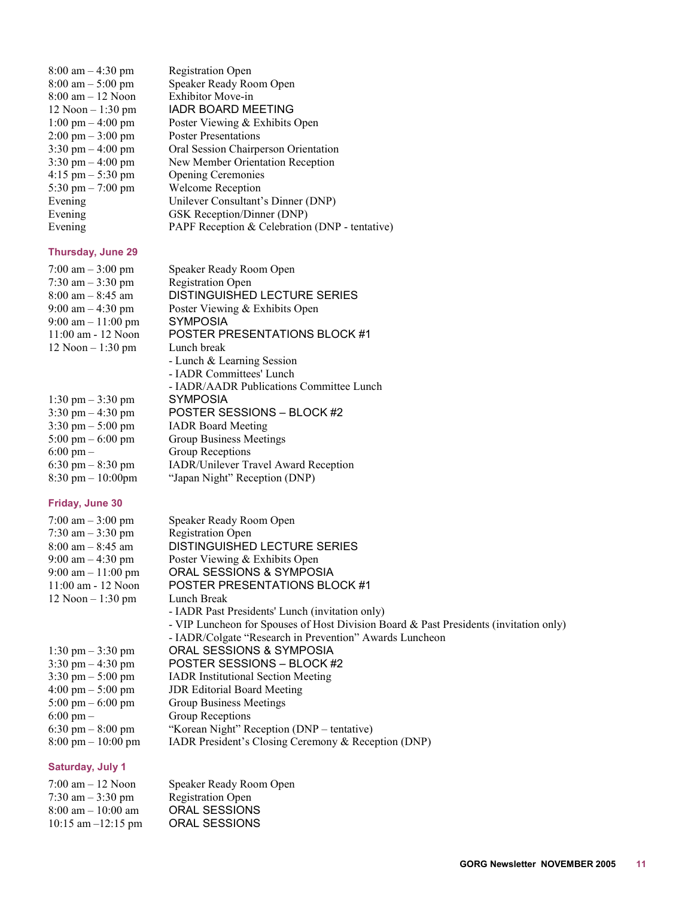| | |
|---|---|
| 8:00 am – 4:30 pm | Registration Open |
| 8:00 am – 5:00 pm | Speaker Ready Room Open |
| 8:00 am – 12 Noon | Exhibitor Move-in |
| 12 Noon – 1:30 pm | IADR BOARD MEETING |
| 1:00 pm – 4:00 pm | Poster Viewing & Exhibits Open |
| 2:00 pm – 3:00 pm | Poster Presentations |
| 3:30 pm – 4:00 pm | Oral Session Chairperson Orientation |
| 3:30 pm – 4:00 pm | New Member Orientation Reception |
| 4:15 pm – 5:30 pm | Opening Ceremonies |
| 5:30 pm – 7:00 pm | Welcome Reception |
| Evening | Unilever Consultant's Dinner (DNP) |
| Evening | GSK Reception/Dinner (DNP) |
| Evening | PAPF Reception & Celebration (DNP - tentative) |

**Thursday, June 29**

| | |
|---|---|
| 7:00 am – 3:00 pm | Speaker Ready Room Open |
| 7:30 am – 3:30 pm | Registration Open |
| 8:00 am – 8:45 am | DISTINGUISHED LECTURE SERIES |
| 9:00 am – 4:30 pm | Poster Viewing & Exhibits Open |
| 9:00 am – 11:00 pm | SYMPOSIA |
| 11:00 am - 12 Noon | POSTER PRESENTATIONS BLOCK #1 |
| 12 Noon – 1:30 pm | Lunch break<br>- Lunch & Learning Session<br>- IADR Committees' Lunch<br>- IADR/AADR Publications Committee Lunch |
| 1:30 pm – 3:30 pm | SYMPOSIA |
| 3:30 pm – 4:30 pm | POSTER SESSIONS – BLOCK #2 |
| 3:30 pm – 5:00 pm | IADR Board Meeting |
| 5:00 pm – 6:00 pm | Group Business Meetings |
| 6:00 pm – | Group Receptions |
| 6:30 pm – 8:30 pm | IADR/Unilever Travel Award Reception |
| 8:30 pm – 10:00pm | "Japan Night" Reception (DNP) |

**Friday, June 30**

| | |
|---|---|
| 7:00 am – 3:00 pm | Speaker Ready Room Open |
| 7:30 am – 3:30 pm | Registration Open |
| 8:00 am – 8:45 am | DISTINGUISHED LECTURE SERIES |
| 9:00 am – 4:30 pm | Poster Viewing & Exhibits Open |
| 9:00 am – 11:00 pm | ORAL SESSIONS & SYMPOSIA |
| 11:00 am - 12 Noon | POSTER PRESENTATIONS BLOCK #1 |
| 12 Noon – 1:30 pm | Lunch Break<br>- IADR Past Presidents' Lunch (invitation only)<br>- VIP Luncheon for Spouses of Host Division Board & Past Presidents (invitation only)<br>- IADR/Colgate "Research in Prevention" Awards Luncheon |
| 1:30 pm – 3:30 pm | ORAL SESSIONS & SYMPOSIA |
| 3:30 pm – 4:30 pm | POSTER SESSIONS – BLOCK #2 |
| 3:30 pm – 5:00 pm | IADR Institutional Section Meeting |
| 4:00 pm – 5:00 pm | JDR Editorial Board Meeting |
| 5:00 pm – 6:00 pm | Group Business Meetings |
| 6:00 pm – | Group Receptions |
| 6:30 pm – 8:00 pm | "Korean Night" Reception (DNP – tentative) |
| 8:00 pm – 10:00 pm | IADR President's Closing Ceremony & Reception (DNP) |

**Saturday, July 1**

| | |
|---|---|
| 7:00 am – 12 Noon | Speaker Ready Room Open |
| 7:30 am – 3:30 pm | Registration Open |
| 8:00 am – 10:00 am | ORAL SESSIONS |
| 10:15 am –12:15 pm | ORAL SESSIONS |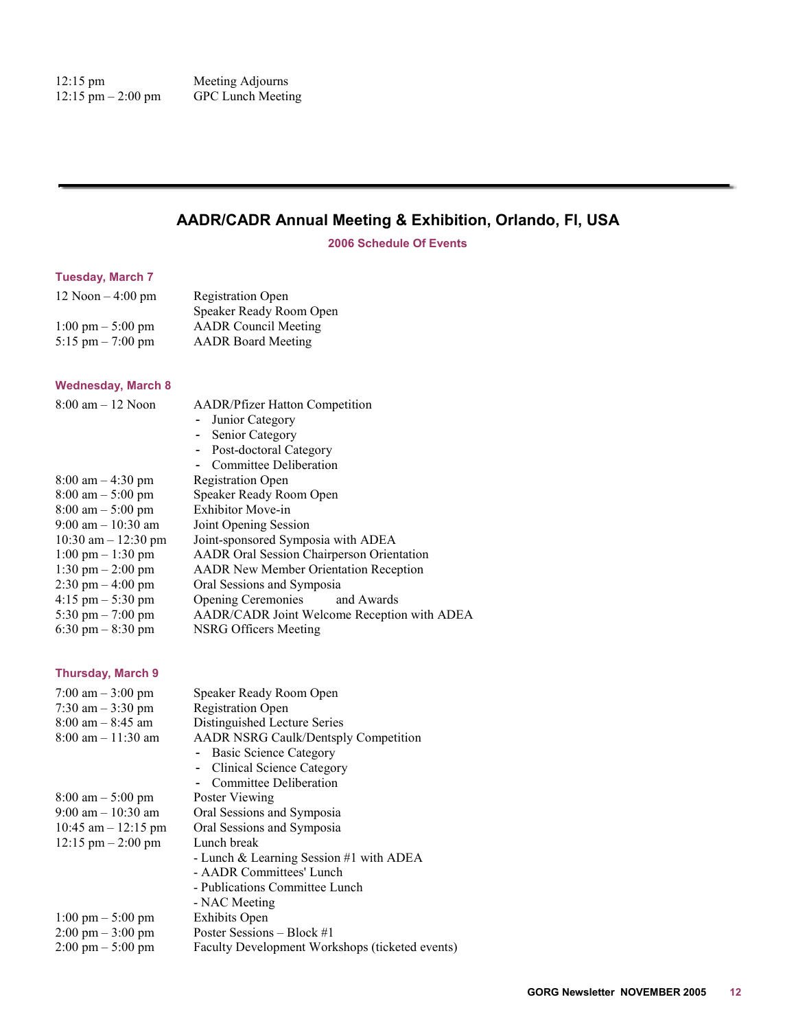| | |
|---|---|
| 12:15 pm | Meeting Adjourns |
| 12:15 pm – 2:00 pm | GPC Lunch Meeting |

---

## AADR/CADR Annual Meeting & Exhibition, Orlando, Fl, USA

### 2006 Schedule Of Events

#### Tuesday, March 7

| | |
|---|---|
| 12 Noon – 4:00 pm | Registration Open |
| | Speaker Ready Room Open |
| 1:00 pm – 5:00 pm | AADR Council Meeting |
| 5:15 pm – 7:00 pm | AADR Board Meeting |

#### Wednesday, March 8

| | |
|---|---|
| 8:00 am – 12 Noon | AADR/Pfizer Hatton Competition |
| | - Junior Category |
| | - Senior Category |
| | - Post-doctoral Category |
| | - Committee Deliberation |
| 8:00 am – 4:30 pm | Registration Open |
| 8:00 am – 5:00 pm | Speaker Ready Room Open |
| 8:00 am – 5:00 pm | Exhibitor Move-in |
| 9:00 am – 10:30 am | Joint Opening Session |
| 10:30 am – 12:30 pm | Joint-sponsored Symposia with ADEA |
| 1:00 pm – 1:30 pm | AADR Oral Session Chairperson Orientation |
| 1:30 pm – 2:00 pm | AADR New Member Orientation Reception |
| 2:30 pm – 4:00 pm | Oral Sessions and Symposia |
| 4:15 pm – 5:30 pm | Opening Ceremonies and Awards |
| 5:30 pm – 7:00 pm | AADR/CADR Joint Welcome Reception with ADEA |
| 6:30 pm – 8:30 pm | NSRG Officers Meeting |

#### Thursday, March 9

| | |
|---|---|
| 7:00 am – 3:00 pm | Speaker Ready Room Open |
| 7:30 am – 3:30 pm | Registration Open |
| 8:00 am – 8:45 am | Distinguished Lecture Series |
| 8:00 am – 11:30 am | AADR NSRG Caulk/Dentsply Competition |
| | - Basic Science Category |
| | - Clinical Science Category |
| | - Committee Deliberation |
| 8:00 am – 5:00 pm | Poster Viewing |
| 9:00 am – 10:30 am | Oral Sessions and Symposia |
| 10:45 am – 12:15 pm | Oral Sessions and Symposia |
| 12:15 pm – 2:00 pm | Lunch break |
| | - Lunch & Learning Session #1 with ADEA |
| | - AADR Committees' Lunch |
| | - Publications Committee Lunch |
| | - NAC Meeting |
| 1:00 pm – 5:00 pm | Exhibits Open |
| 2:00 pm – 3:00 pm | Poster Sessions – Block #1 |
| 2:00 pm – 5:00 pm | Faculty Development Workshops (ticketed events) |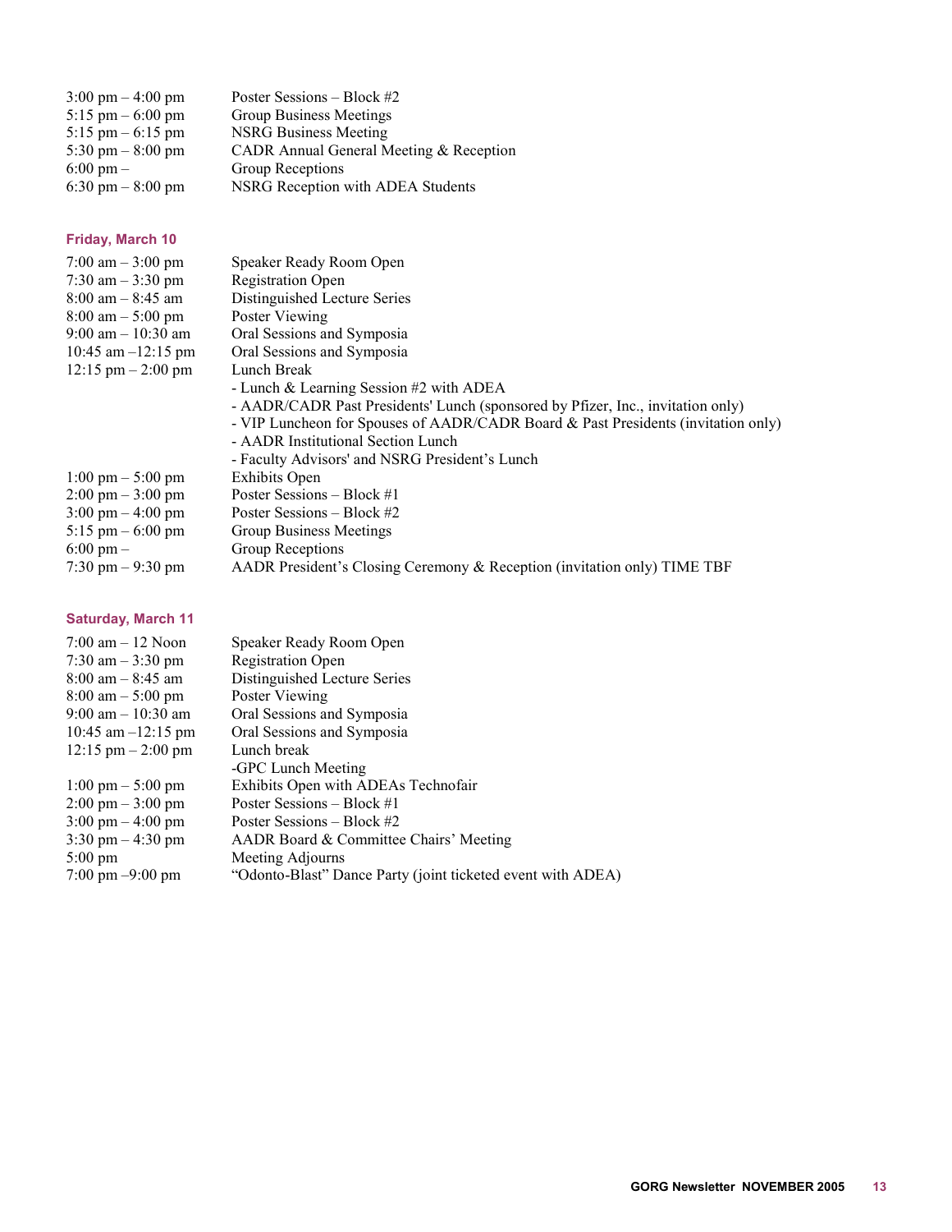| | |
|---|---|
| 3:00 pm – 4:00 pm | Poster Sessions – Block #2 |
| 5:15 pm – 6:00 pm | Group Business Meetings |
| 5:15 pm – 6:15 pm | NSRG Business Meeting |
| 5:30 pm – 8:00 pm | CADR Annual General Meeting & Reception |
| 6:00 pm – | Group Receptions |
| 6:30 pm – 8:00 pm | NSRG Reception with ADEA Students |

### Friday, March 10

| | |
|---|---|
| 7:00 am – 3:00 pm | Speaker Ready Room Open |
| 7:30 am – 3:30 pm | Registration Open |
| 8:00 am – 8:45 am | Distinguished Lecture Series |
| 8:00 am – 5:00 pm | Poster Viewing |
| 9:00 am – 10:30 am | Oral Sessions and Symposia |
| 10:45 am –12:15 pm | Oral Sessions and Symposia |
| 12:15 pm – 2:00 pm | Lunch Break |
| | - Lunch & Learning Session #2 with ADEA |
| | - AADR/CADR Past Presidents' Lunch (sponsored by Pfizer, Inc., invitation only) |
| | - VIP Luncheon for Spouses of AADR/CADR Board & Past Presidents (invitation only) |
| | - AADR Institutional Section Lunch |
| | - Faculty Advisors' and NSRG President's Lunch |
| 1:00 pm – 5:00 pm | Exhibits Open |
| 2:00 pm – 3:00 pm | Poster Sessions – Block #1 |
| 3:00 pm – 4:00 pm | Poster Sessions – Block #2 |
| 5:15 pm – 6:00 pm | Group Business Meetings |
| 6:00 pm – | Group Receptions |
| 7:30 pm – 9:30 pm | AADR President's Closing Ceremony & Reception (invitation only) TIME TBF |

### Saturday, March 11

| | |
|---|---|
| 7:00 am – 12 Noon | Speaker Ready Room Open |
| 7:30 am – 3:30 pm | Registration Open |
| 8:00 am – 8:45 am | Distinguished Lecture Series |
| 8:00 am – 5:00 pm | Poster Viewing |
| 9:00 am – 10:30 am | Oral Sessions and Symposia |
| 10:45 am –12:15 pm | Oral Sessions and Symposia |
| 12:15 pm – 2:00 pm | Lunch break |
| | -GPC Lunch Meeting |
| 1:00 pm – 5:00 pm | Exhibits Open with ADEAs Technofair |
| 2:00 pm – 3:00 pm | Poster Sessions – Block #1 |
| 3:00 pm – 4:00 pm | Poster Sessions – Block #2 |
| 3:30 pm – 4:30 pm | AADR Board & Committee Chairs' Meeting |
| 5:00 pm | Meeting Adjourns |
| 7:00 pm –9:00 pm | "Odonto-Blast" Dance Party (joint ticketed event with ADEA) |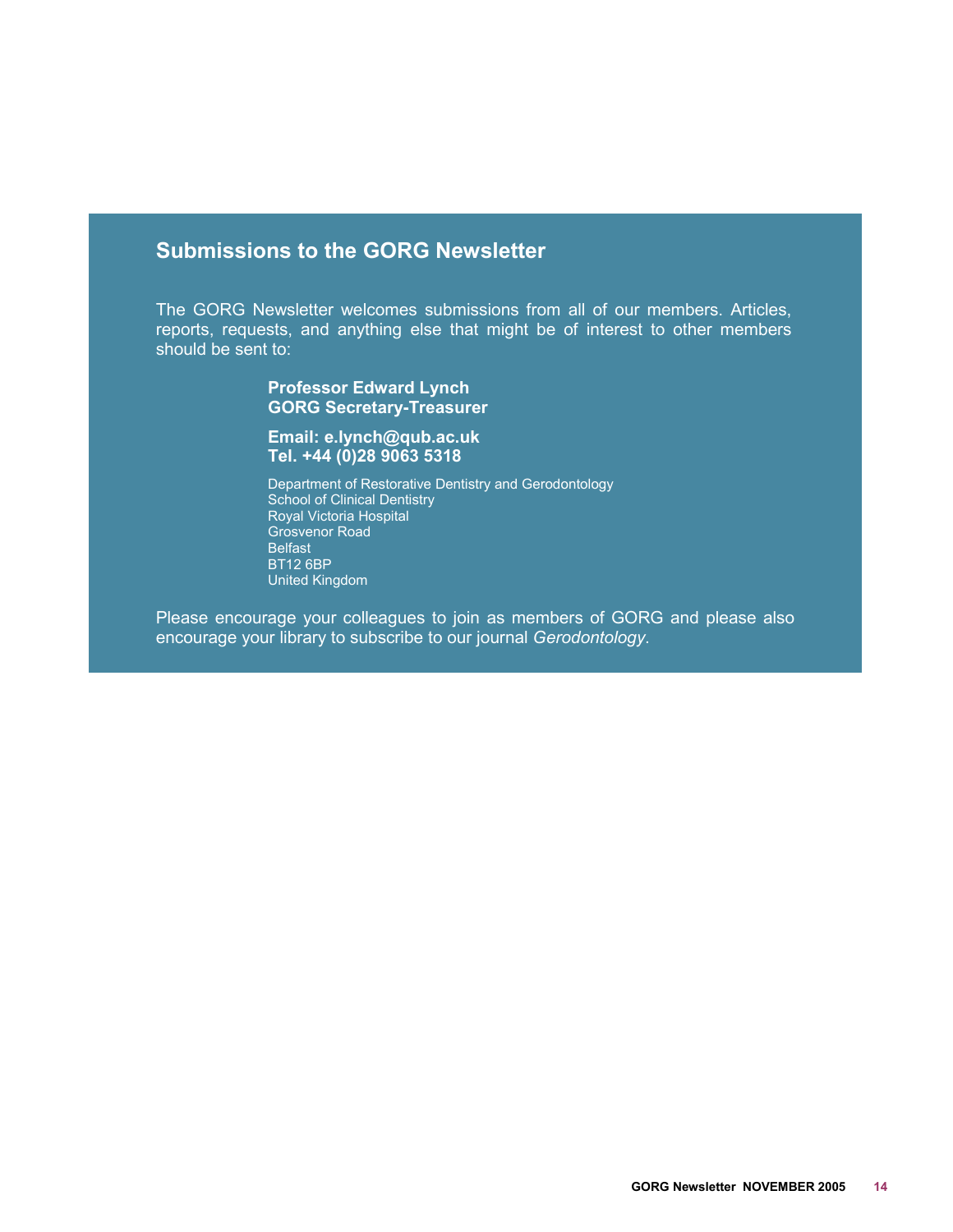## Submissions to the GORG Newsletter

The GORG Newsletter welcomes submissions from all of our members. Articles, reports, requests, and anything else that might be of interest to other members should be sent to:

**Professor Edward Lynch**
**GORG Secretary-Treasurer**

**Email: e.lynch@qub.ac.uk**
**Tel. +44 (0)28 9063 5318**

Department of Restorative Dentistry and Gerodontology
School of Clinical Dentistry
Royal Victoria Hospital
Grosvenor Road
Belfast
BT12 6BP
United Kingdom

Please encourage your colleagues to join as members of GORG and please also encourage your library to subscribe to our journal *Gerodontology*.